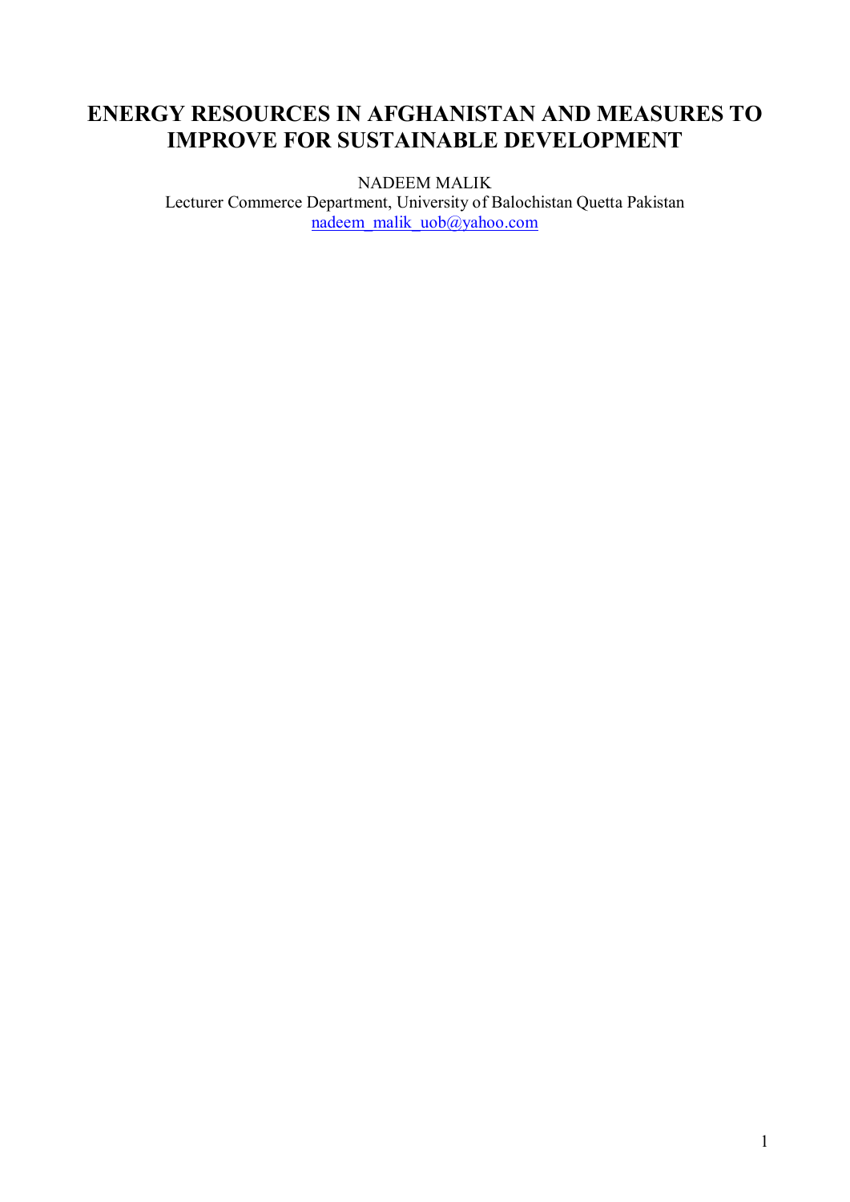# ENERGY RESOURCES IN AFGHANISTAN AND MEASURES TO IMPROVE FOR SUSTAINABLE DEVELOPMENT

NADEEM MALIK

Lecturer Commerce Department, University of Balochistan Quetta Pakistan

nadeem_malik_uob@yahoo.com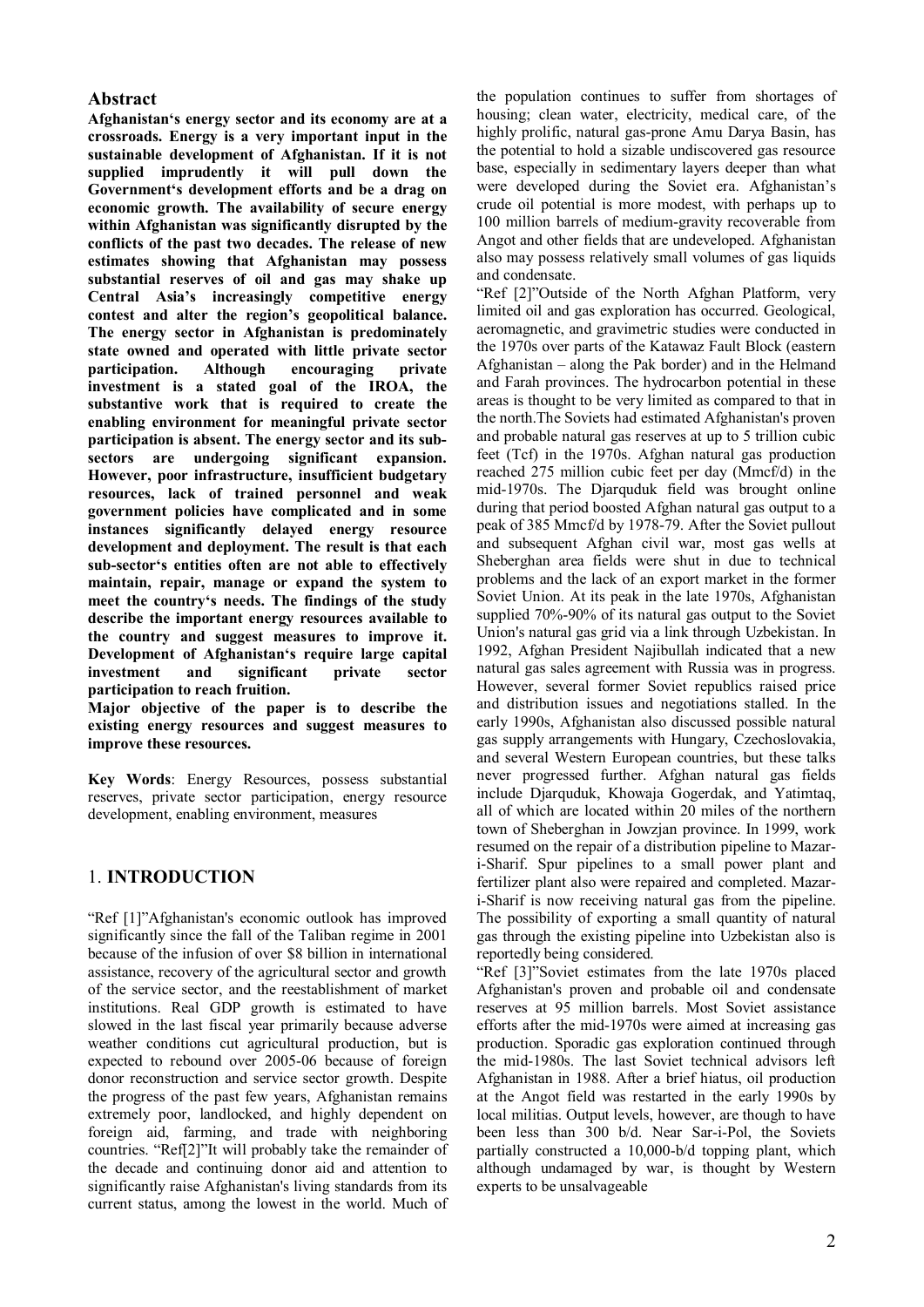## Abstract

**Afghanistan's energy sector and its economy are at a crossroads. Energy is a very important input in the sustainable development of Afghanistan. If it is not supplied imprudently it will pull down the Government's development efforts and be a drag on economic growth. The availability of secure energy within Afghanistan was significantly disrupted by the conflicts of the past two decades. The release of new estimates showing that Afghanistan may possess substantial reserves of oil and gas may shake up Central Asia's increasingly competitive energy contest and alter the region's geopolitical balance. The energy sector in Afghanistan is predominately state owned and operated with little private sector participation. Although encouraging private investment is a stated goal of the IROA, the substantive work that is required to create the enabling environment for meaningful private sector participation is absent. The energy sector and its sub-sectors are undergoing significant expansion. However, poor infrastructure, insufficient budgetary resources, lack of trained personnel and weak government policies have complicated and in some instances significantly delayed energy resource development and deployment. The result is that each sub-sector's entities often are not able to effectively maintain, repair, manage or expand the system to meet the country's needs. The findings of the study describe the important energy resources available to the country and suggest measures to improve it. Development of Afghanistan's require large capital investment and significant private sector participation to reach fruition.**

**Major objective of the paper is to describe the existing energy resources and suggest measures to improve these resources.**

**Key Words**: Energy Resources, possess substantial reserves, private sector participation, energy resource development, enabling environment, measures

## 1. INTRODUCTION

"Ref [1]"Afghanistan's economic outlook has improved significantly since the fall of the Taliban regime in 2001 because of the infusion of over $8 billion in international assistance, recovery of the agricultural sector and growth of the service sector, and the reestablishment of market institutions. Real GDP growth is estimated to have slowed in the last fiscal year primarily because adverse weather conditions cut agricultural production, but is expected to rebound over 2005-06 because of foreign donor reconstruction and service sector growth. Despite the progress of the past few years, Afghanistan remains extremely poor, landlocked, and highly dependent on foreign aid, farming, and trade with neighboring countries. "Ref[2]"It will probably take the remainder of the decade and continuing donor aid and attention to significantly raise Afghanistan's living standards from its current status, among the lowest in the world. Much of the population continues to suffer from shortages of housing; clean water, electricity, medical care, of the highly prolific, natural gas-prone Amu Darya Basin, has the potential to hold a sizable undiscovered gas resource base, especially in sedimentary layers deeper than what were developed during the Soviet era. Afghanistan's crude oil potential is more modest, with perhaps up to 100 million barrels of medium-gravity recoverable from Angot and other fields that are undeveloped. Afghanistan also may possess relatively small volumes of gas liquids and condensate.

"Ref [2]"Outside of the North Afghan Platform, very limited oil and gas exploration has occurred. Geological, aeromagnetic, and gravimetric studies were conducted in the 1970s over parts of the Katawaz Fault Block (eastern Afghanistan – along the Pak border) and in the Helmand and Farah provinces. The hydrocarbon potential in these areas is thought to be very limited as compared to that in the north.The Soviets had estimated Afghanistan's proven and probable natural gas reserves at up to 5 trillion cubic feet (Tcf) in the 1970s. Afghan natural gas production reached 275 million cubic feet per day (Mmcf/d) in the mid-1970s. The Djarquduk field was brought online during that period boosted Afghan natural gas output to a peak of 385 Mmcf/d by 1978-79. After the Soviet pullout and subsequent Afghan civil war, most gas wells at Sheberghan area fields were shut in due to technical problems and the lack of an export market in the former Soviet Union. At its peak in the late 1970s, Afghanistan supplied 70%-90% of its natural gas output to the Soviet Union's natural gas grid via a link through Uzbekistan. In 1992, Afghan President Najibullah indicated that a new natural gas sales agreement with Russia was in progress. However, several former Soviet republics raised price and distribution issues and negotiations stalled. In the early 1990s, Afghanistan also discussed possible natural gas supply arrangements with Hungary, Czechoslovakia, and several Western European countries, but these talks never progressed further. Afghan natural gas fields include Djarquduk, Khowaja Gogerdak, and Yatimtaq, all of which are located within 20 miles of the northern town of Sheberghan in Jowzjan province. In 1999, work resumed on the repair of a distribution pipeline to Mazar-i-Sharif. Spur pipelines to a small power plant and fertilizer plant also were repaired and completed. Mazar-i-Sharif is now receiving natural gas from the pipeline. The possibility of exporting a small quantity of natural gas through the existing pipeline into Uzbekistan also is reportedly being considered.

"Ref [3]"Soviet estimates from the late 1970s placed Afghanistan's proven and probable oil and condensate reserves at 95 million barrels. Most Soviet assistance efforts after the mid-1970s were aimed at increasing gas production. Sporadic gas exploration continued through the mid-1980s. The last Soviet technical advisors left Afghanistan in 1988. After a brief hiatus, oil production at the Angot field was restarted in the early 1990s by local militias. Output levels, however, are though to have been less than 300 b/d. Near Sar-i-Pol, the Soviets partially constructed a 10,000-b/d topping plant, which although undamaged by war, is thought by Western experts to be unsalvageable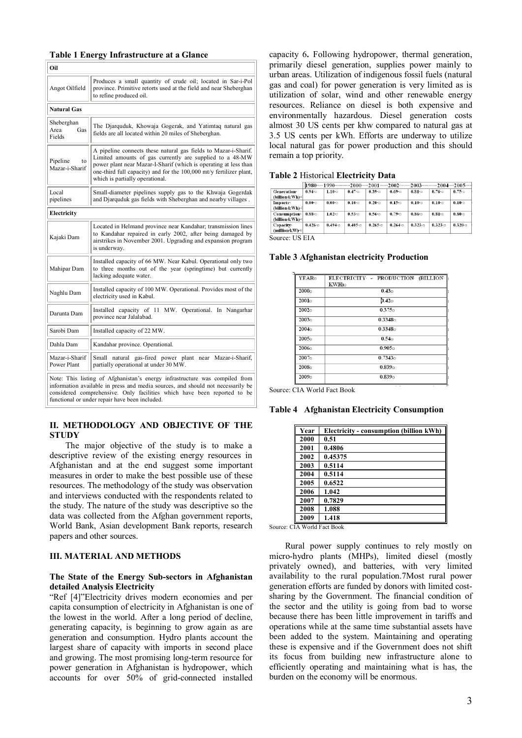**Table 1 Energy Infrastructure at a Glance**

| **Oil** | |
|---|---|
| Angot Oilfield | Produces a small quantity of crude oil; located in Sar-i-Pol province. Primitive retorts used at the field and near Sheberghan to refine produced oil. |
| **Natural Gas** | |
| Sheberghan Area Gas Fields | The Djarquduk, Khowaja Gogerak, and Yatimtaq natural gas fields are all located within 20 miles of Sheberghan. |
| Pipeline to Mazar-i-Sharif | A pipeline connects these natural gas fields to Mazar-i-Sharif. Limited amounts of gas currently are supplied to a 48-MW power plant near Mazar-I-Sharif (which is operating at less than one-third full capacity) and for the 100,000 mt/y fertilizer plant, which is partially operational. |
| Local pipelines | Small-diameter pipelines supply gas to the Khwaja Gogerdak and Djarquduk gas fields with Sheberghan and nearby villages . |
| **Electricity** | |
| Kajaki Dam | Located in Helmand province near Kandahar; transmission lines to Kandahar repaired in early 2002, after being damaged by airstrikes in November 2001. Upgrading and expansion program is underway. |
| Mahipar Dam | Installed capacity of 66 MW. Near Kabul. Operational only two to three months out of the year (springtime) but currently lacking adequate water. |
| Naghlu Dam | Installed capacity of 100 MW. Operational. Provides most of the electricity used in Kabul. |
| Darunta Dam | Installed capacity of 11 MW. Operational. In Nangarhar province near Jalalabad. |
| Sarobi Dam | Installed capacity of 22 MW. |
| Dahla Dam | Kandahar province. Operational. |
| Mazar-i-Sharif Power Plant | Small natural gas-fired power plant near Mazar-i-Sharif, partially operational at under 30 MW. |

Note: This listing of Afghanistan's energy infrastructure was compiled from information available in press and media sources, and should not necessarily be considered comprehensive. Only facilities which have been reported to be functional or under repair have been included.

## II. METHODOLOGY AND OBJECTIVE OF THE STUDY

The major objective of the study is to make a descriptive review of the existing energy resources in Afghanistan and at the end suggest some important measures in order to make the best possible use of these resources. The methodology of the study was observation and interviews conducted with the respondents related to the study. The nature of the study was descriptive so the data was collected from the Afghan government reports, World Bank, Asian development Bank reports, research papers and other sources.

## III. MATERIAL AND METHODS

### The State of the Energy Sub-sectors in Afghanistan detailed Analysis Electricity

"Ref [4]"Electricity drives modern economies and per capita consumption of electricity in Afghanistan is one of the lowest in the world. After a long period of decline, generating capacity, is beginning to grow again as are generation and consumption. Hydro plants account the largest share of capacity with imports in second place and growing. The most promising long-term resource for power generation in Afghanistan is hydropower, which accounts for over 50% of grid-connected installed capacity 6**.** Following hydropower, thermal generation, primarily diesel generation, supplies power mainly to urban areas. Utilization of indigenous fossil fuels (natural gas and coal) for power generation is very limited as is utilization of solar, wind and other renewable energy resources. Reliance on diesel is both expensive and environmentally hazardous. Diesel generation costs almost 30 US cents per khw compared to natural gas at 3.5 US cents per kWh. Efforts are underway to utilize local natural gas for power production and this should remain a top priority.

**Table 2** Historical **Electricity Data**

| | 1980 | 1990 | 2000 | 2001 | 2002 | 2003 | 2004 | 2005 |
|---|---|---|---|---|---|---|---|---|
| Generation (billion kWh) | 0.94 | 1.10 | 0.47 | 0.39 | 0.69 | 0.81 | 0.76 | 0.75 |
| Imports (billion kWh) | 0.00 | 0.00 | 0.10 | 0.20 | 0.15 | 0.10 | 0.10 | 0.10 |
| Consumption (billion kWh) | 0.88 | 1.02 | 0.53 | 0.56 | 0.79 | 0.86 | 0.81 | 0.80 |
| Capacity (million kW) | 0.426 | 0.494 | 0.405 | 0.265 | 0.264 | 0.323 | 0.323 | 0.320 |

Source: US EIA

**Table 3 Afghanistan electricity Production**

| YEAR | ELECTRICITY - PRODUCTION (BILLION KWH) |
|---|---|
| 2000 | 0.43 |
| 2001 | 0.42 |
| 2002 | 0.375 |
| 2003 | 0.3348 |
| 2004 | 0.3348 |
| 2005 | 0.54 |
| 2006 | 0.905 |
| 2007 | 0.7343 |
| 2008 | 0.839 |
| 2009 | 0.839 |

Source: CIA World Fact Book

**Table 4 Afghanistan Electricity Consumption**

| Year | Electricity - consumption (billion kWh) |
|---|---|
| 2000 | 0.51 |
| 2001 | 0.4806 |
| 2002 | 0.45375 |
| 2003 | 0.5114 |
| 2004 | 0.5114 |
| 2005 | 0.6522 |
| 2006 | 1.042 |
| 2007 | 0.7829 |
| 2008 | 1.088 |
| 2009 | 1.418 |

Source: CIA World Fact Book

Rural power supply continues to rely mostly on micro-hydro plants (MHPs), limited diesel (mostly privately owned), and batteries, with very limited availability to the rural population.7Most rural power generation efforts are funded by donors with limited cost-sharing by the Government. The financial condition of the sector and the utility is going from bad to worse because there has been little improvement in tariffs and operations while at the same time substantial assets have been added to the system. Maintaining and operating these is expensive and if the Government does not shift its focus from building new infrastructure alone to efficiently operating and maintaining what is has, the burden on the economy will be enormous.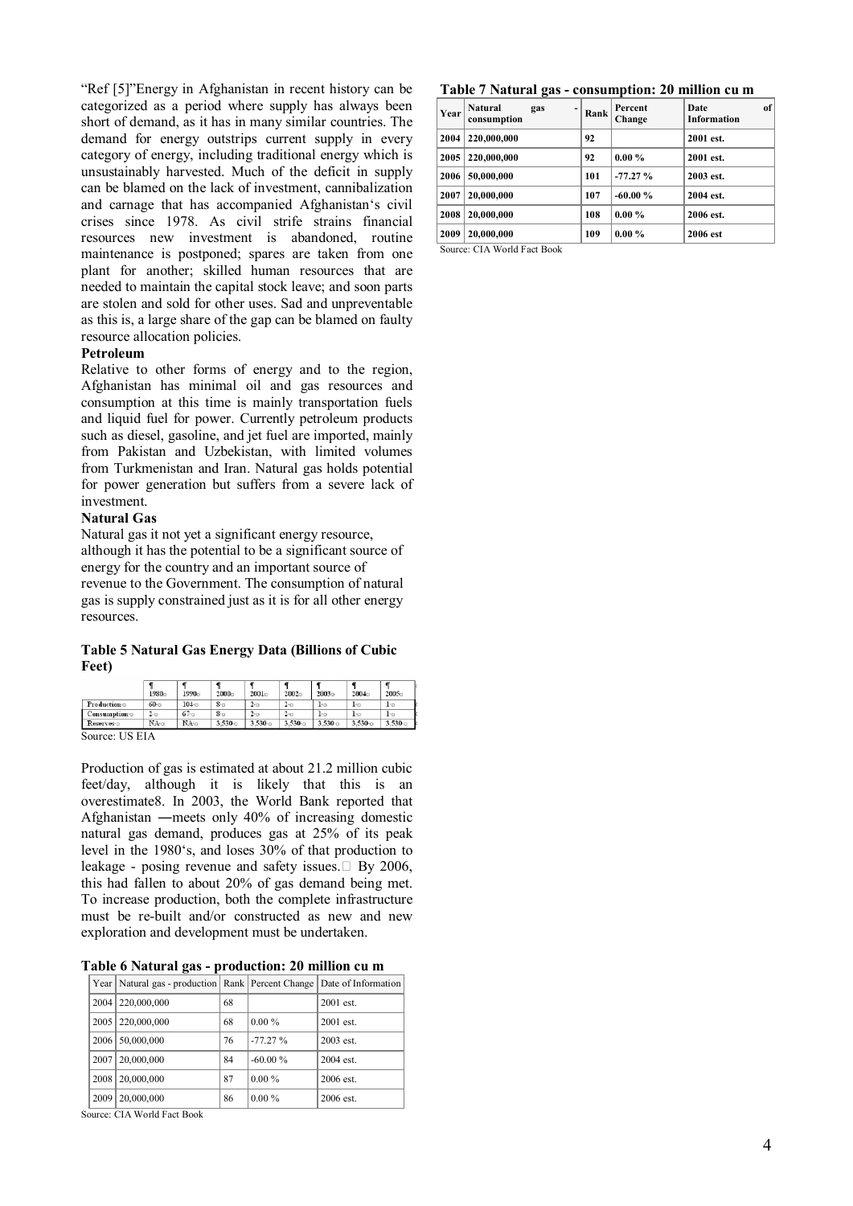"Ref [5]"Energy in Afghanistan in recent history can be categorized as a period where supply has always been short of demand, as it has in many similar countries. The demand for energy outstrips current supply in every category of energy, including traditional energy which is unsustainably harvested. Much of the deficit in supply can be blamed on the lack of investment, cannibalization and carnage that has accompanied Afghanistan's civil crises since 1978. As civil strife strains financial resources new investment is abandoned, routine maintenance is postponed; spares are taken from one plant for another; skilled human resources that are needed to maintain the capital stock leave; and soon parts are stolen and sold for other uses. Sad and unpreventable as this is, a large share of the gap can be blamed on faulty resource allocation policies.

**Petroleum**

Relative to other forms of energy and to the region, Afghanistan has minimal oil and gas resources and consumption at this time is mainly transportation fuels and liquid fuel for power. Currently petroleum products such as diesel, gasoline, and jet fuel are imported, mainly from Pakistan and Uzbekistan, with limited volumes from Turkmenistan and Iran. Natural gas holds potential for power generation but suffers from a severe lack of investment.

**Natural Gas**

Natural gas it not yet a significant energy resource, although it has the potential to be a significant source of energy for the country and an important source of revenue to the Government. The consumption of natural gas is supply constrained just as it is for all other energy resources.

**Table 5 Natural Gas Energy Data (Billions of Cubic Feet)**

| | 1980 | 1990 | 2000 | 2001 | 2002 | 2003 | 2004 | 2005 |
|---|---|---|---|---|---|---|---|---|
| Production | 60 | 104 | 8 | 2 | 2 | 1 | 1 | 1 |
| Consumption | 2 | 67 | 8 | 2 | 2 | 1 | 1 | 1 |
| Reserves | NA | NA | 3,530 | 3,530 | 3,530 | 3,530 | 3,530 | 3,530 |

Source: US EIA

Production of gas is estimated at about 21.2 million cubic feet/day, although it is likely that this is an overestimate8. In 2003, the World Bank reported that Afghanistan ―meets only 40% of increasing domestic natural gas demand, produces gas at 25% of its peak level in the 1980's, and loses 30% of that production to leakage - posing revenue and safety issues. By 2006, this had fallen to about 20% of gas demand being met. To increase production, both the complete infrastructure must be re-built and/or constructed as new and new exploration and development must be undertaken.

**Table 6 Natural gas - production: 20 million cu m**

| Year | Natural gas - production | Rank | Percent Change | Date of Information |
|---|---|---|---|---|
| 2004 | 220,000,000 | 68 | | 2001 est. |
| 2005 | 220,000,000 | 68 | 0.00 % | 2001 est. |
| 2006 | 50,000,000 | 76 | -77.27 % | 2003 est. |
| 2007 | 20,000,000 | 84 | -60.00 % | 2004 est. |
| 2008 | 20,000,000 | 87 | 0.00 % | 2006 est. |
| 2009 | 20,000,000 | 86 | 0.00 % | 2006 est. |

Source: CIA World Fact Book

**Table 7 Natural gas - consumption: 20 million cu m**

| Year | Natural gas - consumption | Rank | Percent Change | Date of Information |
|---|---|---|---|---|
| 2004 | 220,000,000 | 92 | | 2001 est. |
| 2005 | 220,000,000 | 92 | 0.00 % | 2001 est. |
| 2006 | 50,000,000 | 101 | -77.27 % | 2003 est. |
| 2007 | 20,000,000 | 107 | -60.00 % | 2004 est. |
| 2008 | 20,000,000 | 108 | 0.00 % | 2006 est. |
| 2009 | 20,000,000 | 109 | 0.00 % | 2006 est |

Source: CIA World Fact Book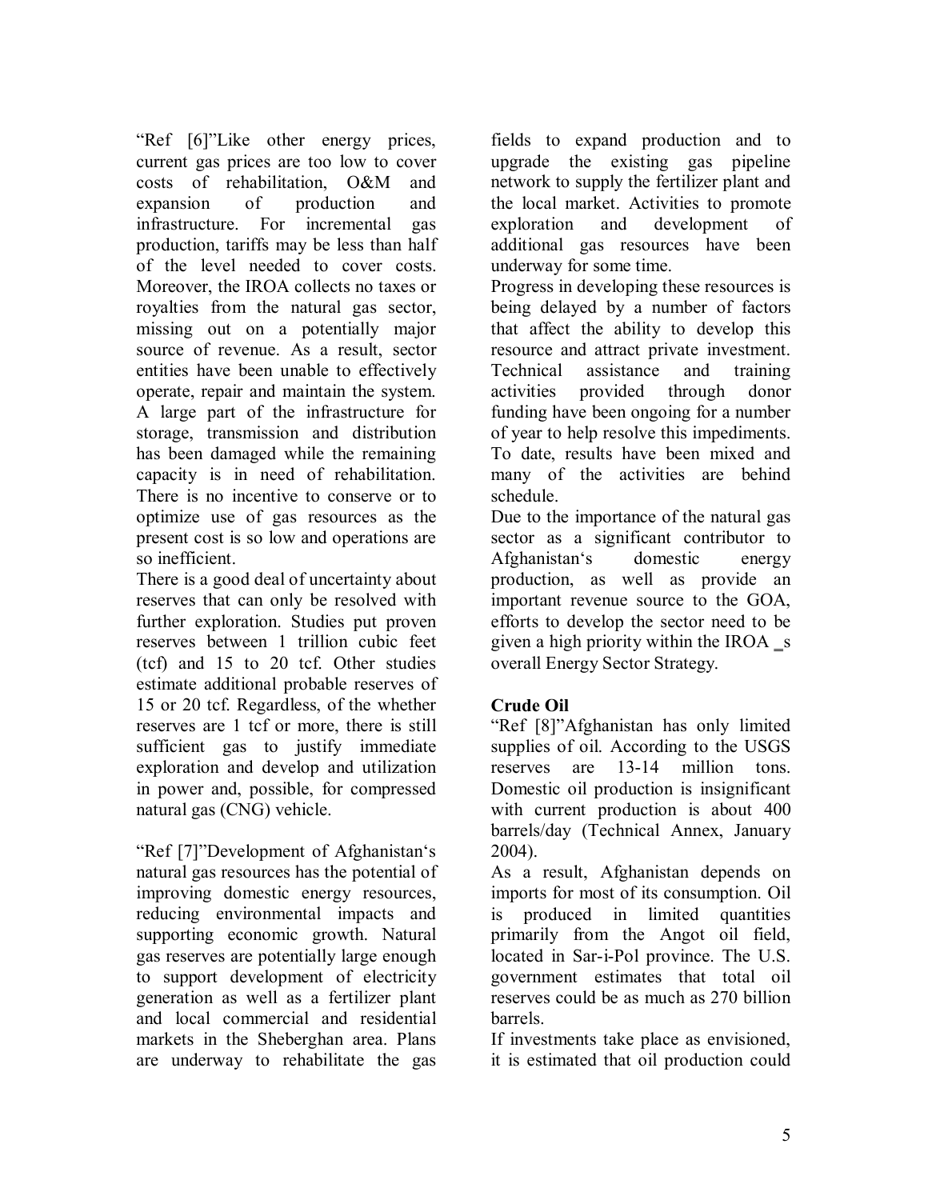"Ref [6]"Like other energy prices, current gas prices are too low to cover costs of rehabilitation, O&M and expansion of production and infrastructure. For incremental gas production, tariffs may be less than half of the level needed to cover costs. Moreover, the IROA collects no taxes or royalties from the natural gas sector, missing out on a potentially major source of revenue. As a result, sector entities have been unable to effectively operate, repair and maintain the system. A large part of the infrastructure for storage, transmission and distribution has been damaged while the remaining capacity is in need of rehabilitation. There is no incentive to conserve or to optimize use of gas resources as the present cost is so low and operations are so inefficient.

There is a good deal of uncertainty about reserves that can only be resolved with further exploration. Studies put proven reserves between 1 trillion cubic feet (tcf) and 15 to 20 tcf. Other studies estimate additional probable reserves of 15 or 20 tcf. Regardless, of the whether reserves are 1 tcf or more, there is still sufficient gas to justify immediate exploration and develop and utilization in power and, possible, for compressed natural gas (CNG) vehicle.

"Ref [7]"Development of Afghanistan's natural gas resources has the potential of improving domestic energy resources, reducing environmental impacts and supporting economic growth. Natural gas reserves are potentially large enough to support development of electricity generation as well as a fertilizer plant and local commercial and residential markets in the Sheberghan area. Plans are underway to rehabilitate the gas fields to expand production and to upgrade the existing gas pipeline network to supply the fertilizer plant and the local market. Activities to promote exploration and development of additional gas resources have been underway for some time.

Progress in developing these resources is being delayed by a number of factors that affect the ability to develop this resource and attract private investment. Technical assistance and training activities provided through donor funding have been ongoing for a number of year to help resolve this impediments. To date, results have been mixed and many of the activities are behind schedule.

Due to the importance of the natural gas sector as a significant contributor to Afghanistan's domestic energy production, as well as provide an important revenue source to the GOA, efforts to develop the sector need to be given a high priority within the IROA _s overall Energy Sector Strategy.

**Crude Oil**

"Ref [8]"Afghanistan has only limited supplies of oil. According to the USGS reserves are 13-14 million tons. Domestic oil production is insignificant with current production is about 400 barrels/day (Technical Annex, January 2004).

As a result, Afghanistan depends on imports for most of its consumption. Oil is produced in limited quantities primarily from the Angot oil field, located in Sar-i-Pol province. The U.S. government estimates that total oil reserves could be as much as 270 billion barrels.

If investments take place as envisioned, it is estimated that oil production could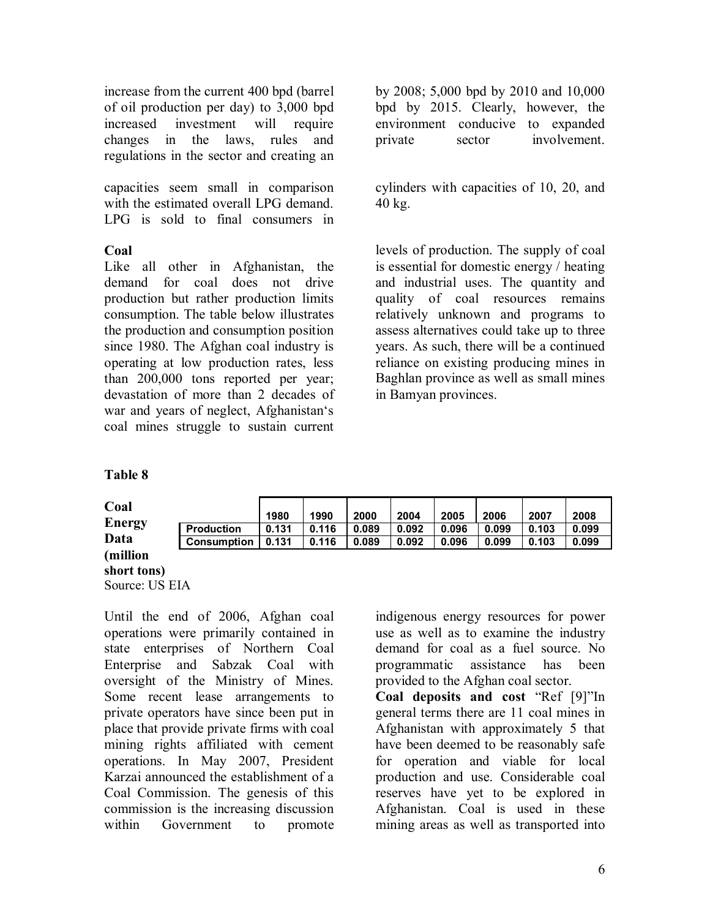increase from the current 400 bpd (barrel of oil production per day) to 3,000 bpd by 2008; 5,000 bpd by 2010 and 10,000 bpd by 2015. Clearly, however, the increased investment will require changes in the laws, rules and regulations in the sector and creating an environment conducive to expanded private sector involvement.

capacities seem small in comparison with the estimated overall LPG demand. LPG is sold to final consumers in cylinders with capacities of 10, 20, and 40 kg.

**Coal**

Like all other in Afghanistan, the demand for coal does not drive production but rather production limits consumption. The table below illustrates the production and consumption position since 1980. The Afghan coal industry is operating at low production rates, less than 200,000 tons reported per year; devastation of more than 2 decades of war and years of neglect, Afghanistan's coal mines struggle to sustain current levels of production. The supply of coal is essential for domestic energy / heating and industrial uses. The quantity and quality of coal resources remains relatively unknown and programs to assess alternatives could take up to three years. As such, there will be a continued reliance on existing producing mines in Baghlan province as well as small mines in Bamyan provinces.

**Table 8**

**Coal Energy Data (million short tons)**

| | 1980 | 1990 | 2000 | 2004 | 2005 | 2006 | 2007 | 2008 |
|---|---|---|---|---|---|---|---|---|
| **Production** | 0.131 | 0.116 | 0.089 | 0.092 | 0.096 | 0.099 | 0.103 | 0.099 |
| **Consumption** | 0.131 | 0.116 | 0.089 | 0.092 | 0.096 | 0.099 | 0.103 | 0.099 |

Source: US EIA

Until the end of 2006, Afghan coal operations were primarily contained in state enterprises of Northern Coal Enterprise and Sabzak Coal with oversight of the Ministry of Mines. Some recent lease arrangements to private operators have since been put in place that provide private firms with coal mining rights affiliated with cement operations. In May 2007, President Karzai announced the establishment of a Coal Commission. The genesis of this commission is the increasing discussion within Government to promote indigenous energy resources for power use as well as to examine the industry demand for coal as a fuel source. No programmatic assistance has been provided to the Afghan coal sector.

**Coal deposits and cost** "Ref [9]"In general terms there are 11 coal mines in Afghanistan with approximately 5 that have been deemed to be reasonably safe for operation and viable for local production and use. Considerable coal reserves have yet to be explored in Afghanistan. Coal is used in these mining areas as well as transported into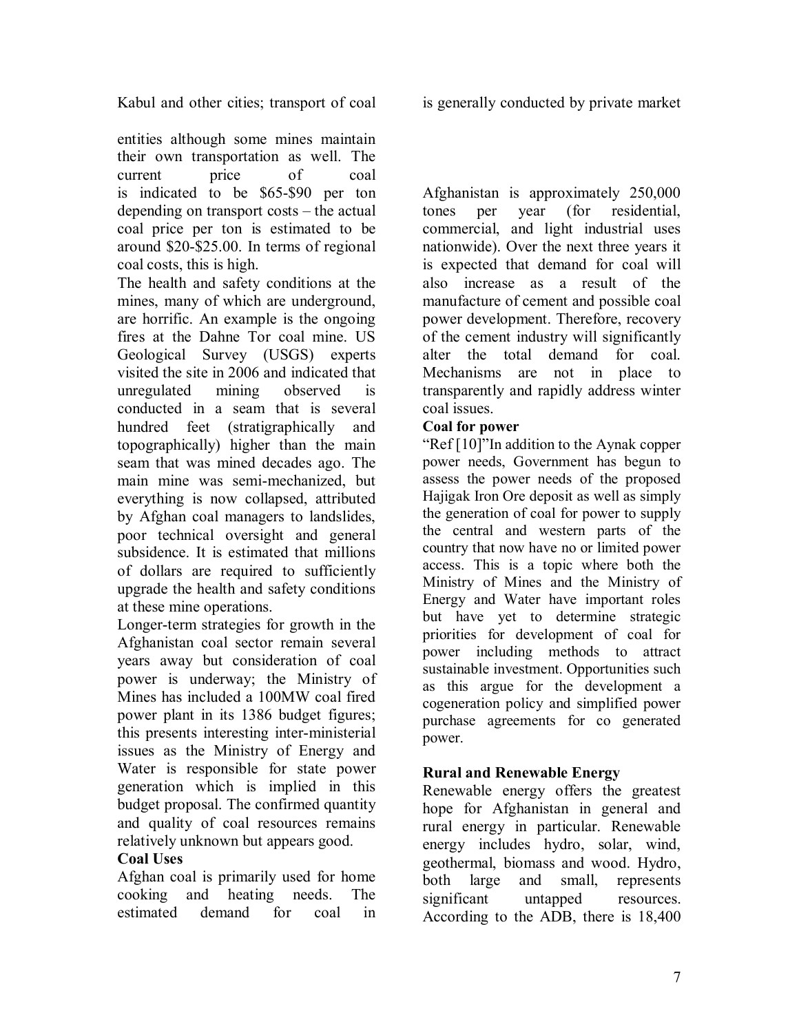Kabul and other cities; transport of coal is generally conducted by private market entities although some mines maintain their own transportation as well. The current price of coal is indicated to be $65-$90 per ton depending on transport costs – the actual coal price per ton is estimated to be around $20-$25.00. In terms of regional coal costs, this is high.

The health and safety conditions at the mines, many of which are underground, are horrific. An example is the ongoing fires at the Dahne Tor coal mine. US Geological Survey (USGS) experts visited the site in 2006 and indicated that unregulated mining observed is conducted in a seam that is several hundred feet (stratigraphically and topographically) higher than the main seam that was mined decades ago. The main mine was semi-mechanized, but everything is now collapsed, attributed by Afghan coal managers to landslides, poor technical oversight and general subsidence. It is estimated that millions of dollars are required to sufficiently upgrade the health and safety conditions at these mine operations.

Longer-term strategies for growth in the Afghanistan coal sector remain several years away but consideration of coal power is underway; the Ministry of Mines has included a 100MW coal fired power plant in its 1386 budget figures; this presents interesting inter-ministerial issues as the Ministry of Energy and Water is responsible for state power generation which is implied in this budget proposal. The confirmed quantity and quality of coal resources remains relatively unknown but appears good.

**Coal Uses**

Afghan coal is primarily used for home cooking and heating needs. The estimated demand for coal in Afghanistan is approximately 250,000 tones per year (for residential, commercial, and light industrial uses nationwide). Over the next three years it is expected that demand for coal will also increase as a result of the manufacture of cement and possible coal power development. Therefore, recovery of the cement industry will significantly alter the total demand for coal. Mechanisms are not in place to transparently and rapidly address winter coal issues.

**Coal for power**

"Ref [10]"In addition to the Aynak copper power needs, Government has begun to assess the power needs of the proposed Hajigak Iron Ore deposit as well as simply the generation of coal for power to supply the central and western parts of the country that now have no or limited power access. This is a topic where both the Ministry of Mines and the Ministry of Energy and Water have important roles but have yet to determine strategic priorities for development of coal for power including methods to attract sustainable investment. Opportunities such as this argue for the development a cogeneration policy and simplified power purchase agreements for co generated power.

**Rural and Renewable Energy**

Renewable energy offers the greatest hope for Afghanistan in general and rural energy in particular. Renewable energy includes hydro, solar, wind, geothermal, biomass and wood. Hydro, both large and small, represents significant untapped resources. According to the ADB, there is 18,400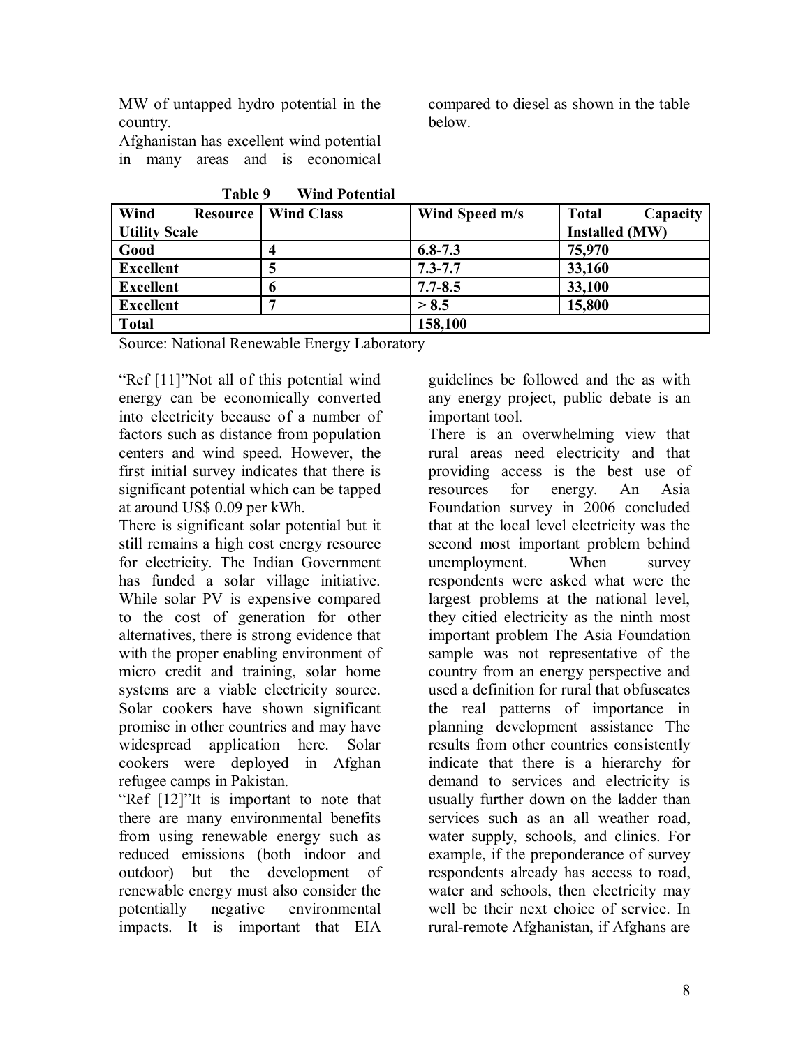MW of untapped hydro potential in the country.

Afghanistan has excellent wind potential in many areas and is economical compared to diesel as shown in the table below.

**Table 9 Wind Potential**

| Wind Resource Utility Scale | Wind Class | Wind Speed m/s | Total Capacity Installed (MW) |
|---|---|---|---|
| **Good** | **4** | **6.8-7.3** | **75,970** |
| **Excellent** | **5** | **7.3-7.7** | **33,160** |
| **Excellent** | **6** | **7.7-8.5** | **33,100** |
| **Excellent** | **7** | **> 8.5** | **15,800** |
| **Total** | | **158,100** | |

Source: National Renewable Energy Laboratory

"Ref [11]"Not all of this potential wind energy can be economically converted into electricity because of a number of factors such as distance from population centers and wind speed. However, the first initial survey indicates that there is significant potential which can be tapped at around US$ 0.09 per kWh.

There is significant solar potential but it still remains a high cost energy resource for electricity. The Indian Government has funded a solar village initiative. While solar PV is expensive compared to the cost of generation for other alternatives, there is strong evidence that with the proper enabling environment of micro credit and training, solar home systems are a viable electricity source. Solar cookers have shown significant promise in other countries and may have widespread application here. Solar cookers were deployed in Afghan refugee camps in Pakistan.

"Ref [12]"It is important to note that there are many environmental benefits from using renewable energy such as reduced emissions (both indoor and outdoor) but the development of renewable energy must also consider the potentially negative environmental impacts. It is important that EIA guidelines be followed and the as with any energy project, public debate is an important tool.

There is an overwhelming view that rural areas need electricity and that providing access is the best use of resources for energy. An Asia Foundation survey in 2006 concluded that at the local level electricity was the second most important problem behind unemployment. When survey respondents were asked what were the largest problems at the national level, they citied electricity as the ninth most important problem The Asia Foundation sample was not representative of the country from an energy perspective and used a definition for rural that obfuscates the real patterns of importance in planning development assistance The results from other countries consistently indicate that there is a hierarchy for demand to services and electricity is usually further down on the ladder than services such as an all weather road, water supply, schools, and clinics. For example, if the preponderance of survey respondents already has access to road, water and schools, then electricity may well be their next choice of service. In rural-remote Afghanistan, if Afghans are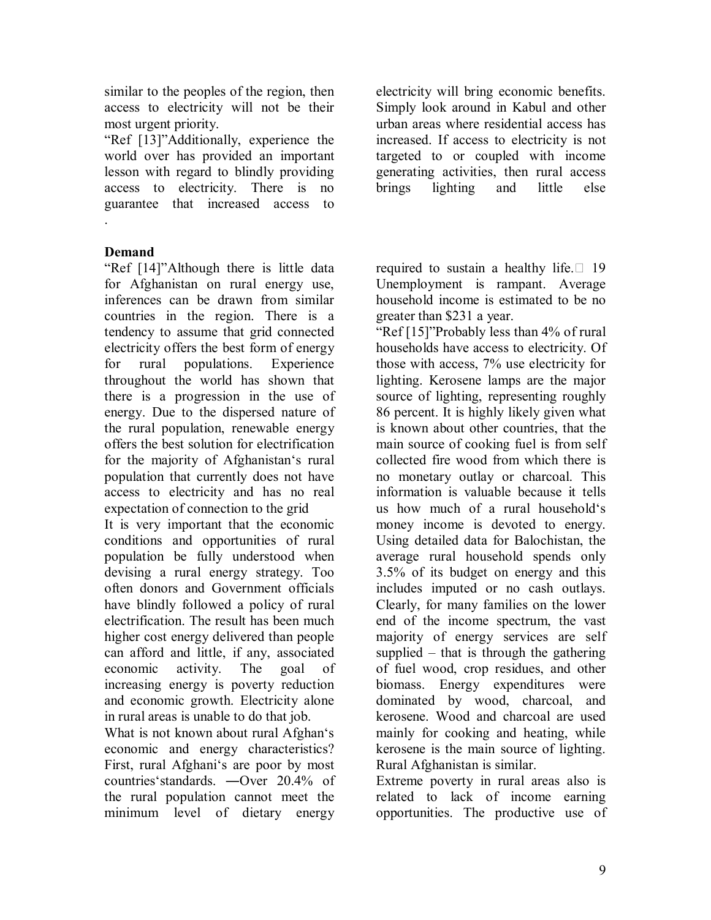similar to the peoples of the region, then access to electricity will not be their most urgent priority.

"Ref [13]"Additionally, experience the world over has provided an important lesson with regard to blindly providing access to electricity. There is no guarantee that increased access to electricity will bring economic benefits. Simply look around in Kabul and other urban areas where residential access has increased. If access to electricity is not targeted to or coupled with income generating activities, then rural access brings lighting and little else

.

**Demand**

"Ref [14]"Although there is little data for Afghanistan on rural energy use, inferences can be drawn from similar countries in the region. There is a tendency to assume that grid connected electricity offers the best form of energy for rural populations. Experience throughout the world has shown that there is a progression in the use of energy. Due to the dispersed nature of the rural population, renewable energy offers the best solution for electrification for the majority of Afghanistan's rural population that currently does not have access to electricity and has no real expectation of connection to the grid

It is very important that the economic conditions and opportunities of rural population be fully understood when devising a rural energy strategy. Too often donors and Government officials have blindly followed a policy of rural electrification. The result has been much higher cost energy delivered than people can afford and little, if any, associated economic activity. The goal of increasing energy is poverty reduction and economic growth. Electricity alone in rural areas is unable to do that job.

What is not known about rural Afghan's economic and energy characteristics? First, rural Afghani's are poor by most countries'standards. ―Over 20.4% of the rural population cannot meet the minimum level of dietary energy required to sustain a healthy life. 19 Unemployment is rampant. Average household income is estimated to be no greater than $231 a year.

"Ref [15]"Probably less than 4% of rural households have access to electricity. Of those with access, 7% use electricity for lighting. Kerosene lamps are the major source of lighting, representing roughly 86 percent. It is highly likely given what is known about other countries, that the main source of cooking fuel is from self collected fire wood from which there is no monetary outlay or charcoal. This information is valuable because it tells us how much of a rural household's money income is devoted to energy. Using detailed data for Balochistan, the average rural household spends only 3.5% of its budget on energy and this includes imputed or no cash outlays. Clearly, for many families on the lower end of the income spectrum, the vast majority of energy services are self supplied – that is through the gathering of fuel wood, crop residues, and other biomass. Energy expenditures were dominated by wood, charcoal, and kerosene. Wood and charcoal are used mainly for cooking and heating, while kerosene is the main source of lighting. Rural Afghanistan is similar.

Extreme poverty in rural areas also is related to lack of income earning opportunities. The productive use of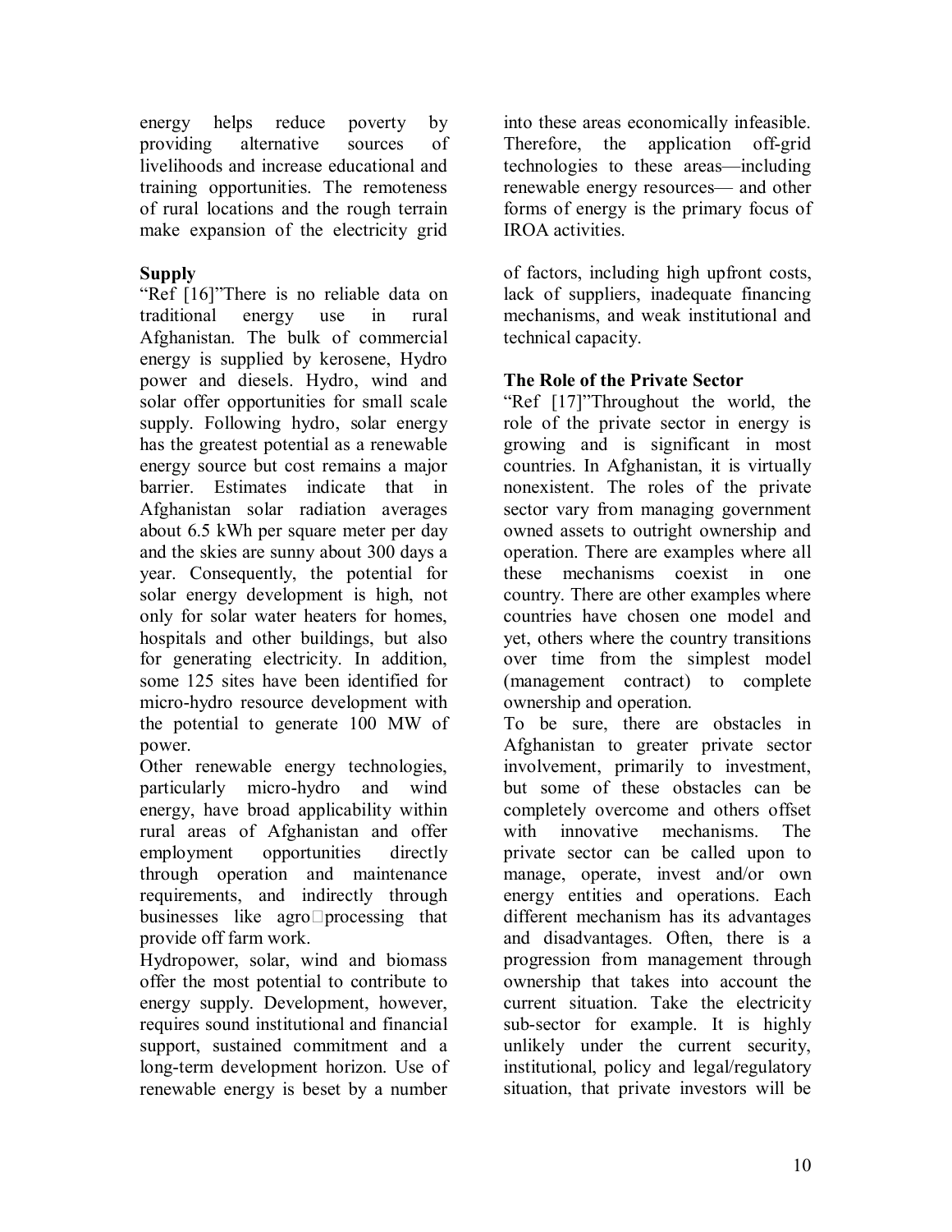energy helps reduce poverty by providing alternative sources of livelihoods and increase educational and training opportunities. The remoteness of rural locations and the rough terrain make expansion of the electricity grid into these areas economically infeasible. Therefore, the application off-grid technologies to these areas—including renewable energy resources— and other forms of energy is the primary focus of IROA activities.

**Supply**

"Ref [16]"There is no reliable data on traditional energy use in rural Afghanistan. The bulk of commercial energy is supplied by kerosene, Hydro power and diesels. Hydro, wind and solar offer opportunities for small scale supply. Following hydro, solar energy has the greatest potential as a renewable energy source but cost remains a major barrier. Estimates indicate that in Afghanistan solar radiation averages about 6.5 kWh per square meter per day and the skies are sunny about 300 days a year. Consequently, the potential for solar energy development is high, not only for solar water heaters for homes, hospitals and other buildings, but also for generating electricity. In addition, some 125 sites have been identified for micro-hydro resource development with the potential to generate 100 MW of power.

Other renewable energy technologies, particularly micro-hydro and wind energy, have broad applicability within rural areas of Afghanistan and offer employment opportunities directly through operation and maintenance requirements, and indirectly through businesses like agro-processing that provide off farm work.

Hydropower, solar, wind and biomass offer the most potential to contribute to energy supply. Development, however, requires sound institutional and financial support, sustained commitment and a long-term development horizon. Use of renewable energy is beset by a number of factors, including high upfront costs, lack of suppliers, inadequate financing mechanisms, and weak institutional and technical capacity.

**The Role of the Private Sector**

"Ref [17]"Throughout the world, the role of the private sector in energy is growing and is significant in most countries. In Afghanistan, it is virtually nonexistent. The roles of the private sector vary from managing government owned assets to outright ownership and operation. There are examples where all these mechanisms coexist in one country. There are other examples where countries have chosen one model and yet, others where the country transitions over time from the simplest model (management contract) to complete ownership and operation.

To be sure, there are obstacles in Afghanistan to greater private sector involvement, primarily to investment, but some of these obstacles can be completely overcome and others offset with innovative mechanisms. The private sector can be called upon to manage, operate, invest and/or own energy entities and operations. Each different mechanism has its advantages and disadvantages. Often, there is a progression from management through ownership that takes into account the current situation. Take the electricity sub-sector for example. It is highly unlikely under the current security, institutional, policy and legal/regulatory situation, that private investors will be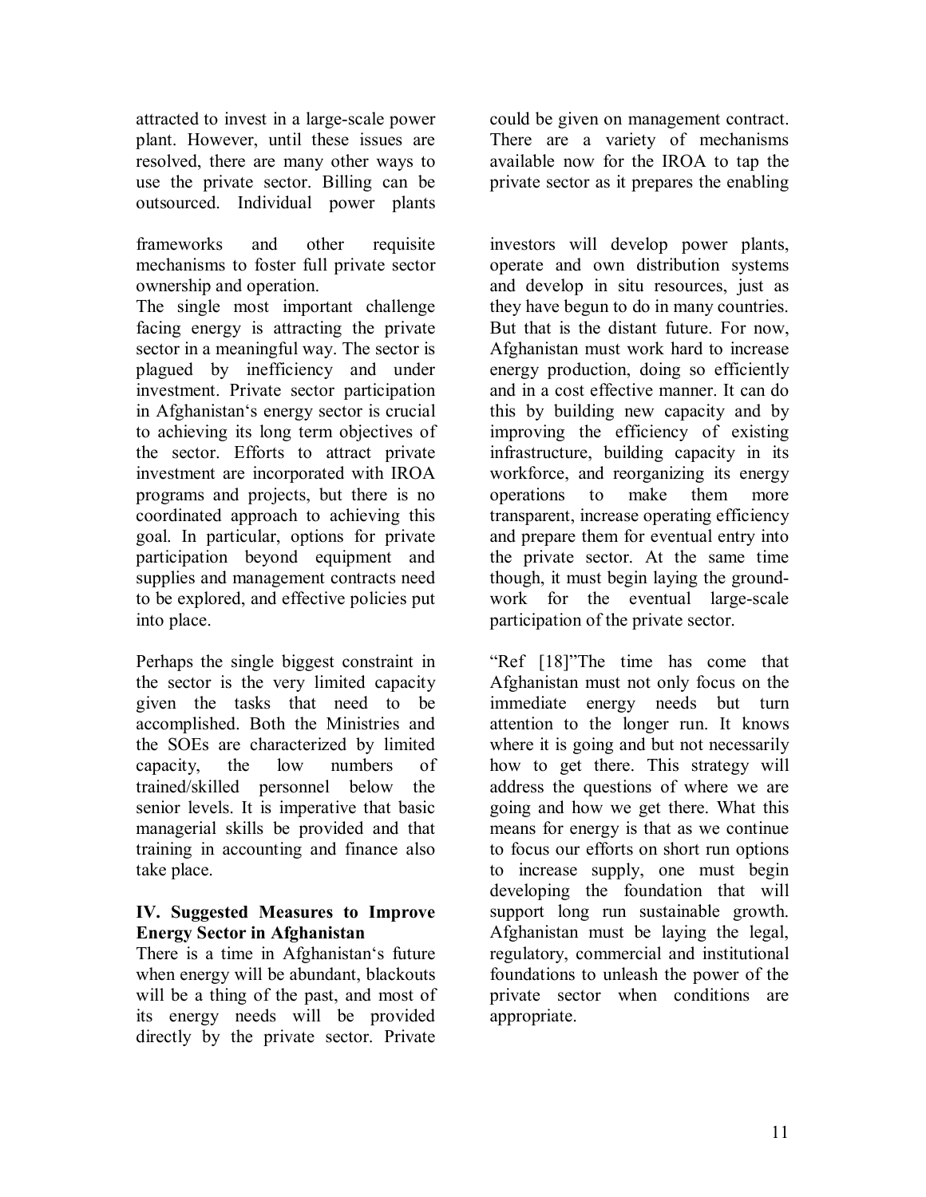attracted to invest in a large-scale power plant. However, until these issues are resolved, there are many other ways to use the private sector. Billing can be outsourced. Individual power plants could be given on management contract. There are a variety of mechanisms available now for the IROA to tap the private sector as it prepares the enabling frameworks and other requisite mechanisms to foster full private sector ownership and operation.

The single most important challenge facing energy is attracting the private sector in a meaningful way. The sector is plagued by inefficiency and under investment. Private sector participation in Afghanistan's energy sector is crucial to achieving its long term objectives of the sector. Efforts to attract private investment are incorporated with IROA programs and projects, but there is no coordinated approach to achieving this goal. In particular, options for private participation beyond equipment and supplies and management contracts need to be explored, and effective policies put into place.

Perhaps the single biggest constraint in the sector is the very limited capacity given the tasks that need to be accomplished. Both the Ministries and the SOEs are characterized by limited capacity, the low numbers of trained/skilled personnel below the senior levels. It is imperative that basic managerial skills be provided and that training in accounting and finance also take place.

## IV. Suggested Measures to Improve Energy Sector in Afghanistan

There is a time in Afghanistan's future when energy will be abundant, blackouts will be a thing of the past, and most of its energy needs will be provided directly by the private sector. Private investors will develop power plants, operate and own distribution systems and develop in situ resources, just as they have begun to do in many countries. But that is the distant future. For now, Afghanistan must work hard to increase energy production, doing so efficiently and in a cost effective manner. It can do this by building new capacity and by improving the efficiency of existing infrastructure, building capacity in its workforce, and reorganizing its energy operations to make them more transparent, increase operating efficiency and prepare them for eventual entry into the private sector. At the same time though, it must begin laying the ground-work for the eventual large-scale participation of the private sector.

"Ref [18]"The time has come that Afghanistan must not only focus on the immediate energy needs but turn attention to the longer run. It knows where it is going and but not necessarily how to get there. This strategy will address the questions of where we are going and how we get there. What this means for energy is that as we continue to focus our efforts on short run options to increase supply, one must begin developing the foundation that will support long run sustainable growth. Afghanistan must be laying the legal, regulatory, commercial and institutional foundations to unleash the power of the private sector when conditions are appropriate.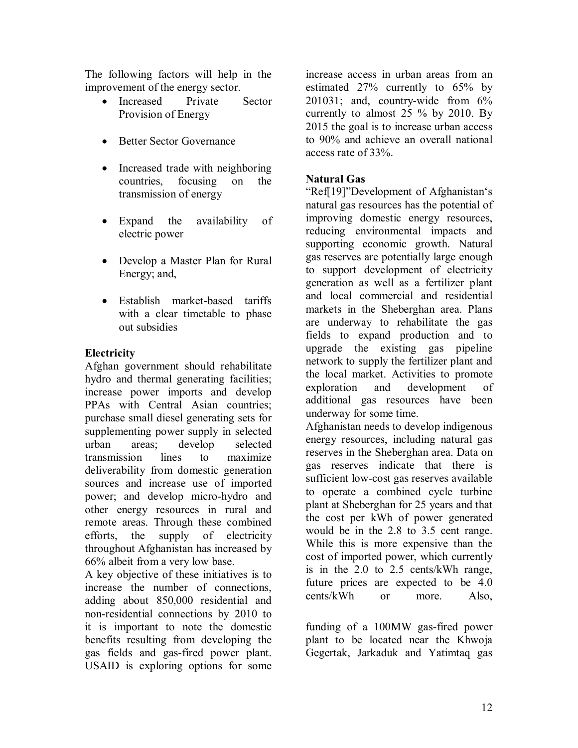The following factors will help in the improvement of the energy sector.

- Increased Private Sector Provision of Energy
- Better Sector Governance
- Increased trade with neighboring countries, focusing on the transmission of energy
- Expand the availability of electric power
- Develop a Master Plan for Rural Energy; and,
- Establish market-based tariffs with a clear timetable to phase out subsidies

**Electricity**

Afghan government should rehabilitate hydro and thermal generating facilities; increase power imports and develop PPAs with Central Asian countries; purchase small diesel generating sets for supplementing power supply in selected urban areas; develop selected transmission lines to maximize deliverability from domestic generation sources and increase use of imported power; and develop micro-hydro and other energy resources in rural and remote areas. Through these combined efforts, the supply of electricity throughout Afghanistan has increased by 66% albeit from a very low base.

A key objective of these initiatives is to increase the number of connections, adding about 850,000 residential and non-residential connections by 2010 to increase access in urban areas from an estimated 27% currently to 65% by 201031; and, country-wide from 6% currently to almost 25 % by 2010. By 2015 the goal is to increase urban access to 90% and achieve an overall national access rate of 33%.

**Natural Gas**

"Ref[19]"Development of Afghanistan's natural gas resources has the potential of improving domestic energy resources, reducing environmental impacts and supporting economic growth. Natural gas reserves are potentially large enough to support development of electricity generation as well as a fertilizer plant and local commercial and residential markets in the Sheberghan area. Plans are underway to rehabilitate the gas fields to expand production and to upgrade the existing gas pipeline network to supply the fertilizer plant and the local market. Activities to promote exploration and development of additional gas resources have been underway for some time.

Afghanistan needs to develop indigenous energy resources, including natural gas reserves in the Sheberghan area. Data on gas reserves indicate that there is sufficient low-cost gas reserves available to operate a combined cycle turbine plant at Sheberghan for 25 years and that the cost per kWh of power generated would be in the 2.8 to 3.5 cent range. While this is more expensive than the cost of imported power, which currently is in the 2.0 to 2.5 cents/kWh range, future prices are expected to be 4.0 cents/kWh or more. Also, it is important to note the domestic benefits resulting from developing the gas fields and gas-fired power plant. USAID is exploring options for some funding of a 100MW gas-fired power plant to be located near the Khwoja Gegertak, Jarkaduk and Yatimtaq gas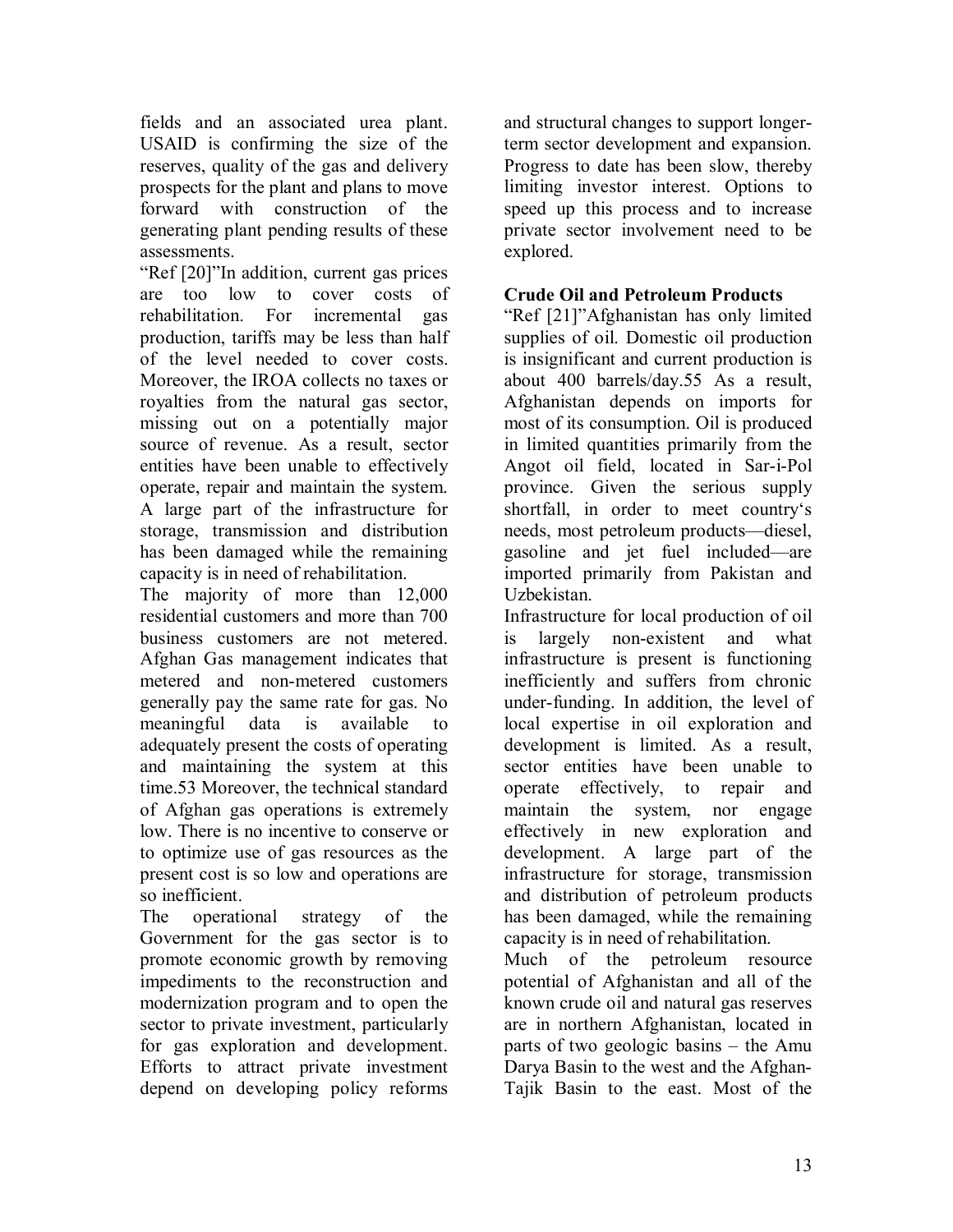fields and an associated urea plant. USAID is confirming the size of the reserves, quality of the gas and delivery prospects for the plant and plans to move forward with construction of the generating plant pending results of these assessments.

"Ref [20]"In addition, current gas prices are too low to cover costs of rehabilitation. For incremental gas production, tariffs may be less than half of the level needed to cover costs. Moreover, the IROA collects no taxes or royalties from the natural gas sector, missing out on a potentially major source of revenue. As a result, sector entities have been unable to effectively operate, repair and maintain the system. A large part of the infrastructure for storage, transmission and distribution has been damaged while the remaining capacity is in need of rehabilitation.

The majority of more than 12,000 residential customers and more than 700 business customers are not metered. Afghan Gas management indicates that metered and non-metered customers generally pay the same rate for gas. No meaningful data is available to adequately present the costs of operating and maintaining the system at this time.53 Moreover, the technical standard of Afghan gas operations is extremely low. There is no incentive to conserve or to optimize use of gas resources as the present cost is so low and operations are so inefficient.

The operational strategy of the Government for the gas sector is to promote economic growth by removing impediments to the reconstruction and modernization program and to open the sector to private investment, particularly for gas exploration and development. Efforts to attract private investment depend on developing policy reforms and structural changes to support longer-term sector development and expansion. Progress to date has been slow, thereby limiting investor interest. Options to speed up this process and to increase private sector involvement need to be explored.

**Crude Oil and Petroleum Products**

"Ref [21]"Afghanistan has only limited supplies of oil. Domestic oil production is insignificant and current production is about 400 barrels/day.55 As a result, Afghanistan depends on imports for most of its consumption. Oil is produced in limited quantities primarily from the Angot oil field, located in Sar-i-Pol province. Given the serious supply shortfall, in order to meet country's needs, most petroleum products—diesel, gasoline and jet fuel included—are imported primarily from Pakistan and Uzbekistan.

Infrastructure for local production of oil is largely non-existent and what infrastructure is present is functioning inefficiently and suffers from chronic under-funding. In addition, the level of local expertise in oil exploration and development is limited. As a result, sector entities have been unable to operate effectively, to repair and maintain the system, nor engage effectively in new exploration and development. A large part of the infrastructure for storage, transmission and distribution of petroleum products has been damaged, while the remaining capacity is in need of rehabilitation.

Much of the petroleum resource potential of Afghanistan and all of the known crude oil and natural gas reserves are in northern Afghanistan, located in parts of two geologic basins – the Amu Darya Basin to the west and the Afghan-Tajik Basin to the east. Most of the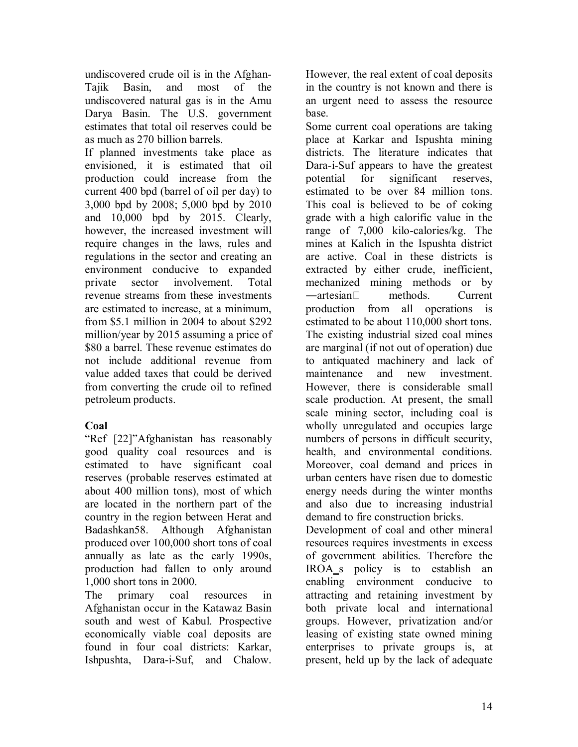undiscovered crude oil is in the Afghan-Tajik Basin, and most of the undiscovered natural gas is in the Amu Darya Basin. The U.S. government estimates that total oil reserves could be as much as 270 billion barrels.

If planned investments take place as envisioned, it is estimated that oil production could increase from the current 400 bpd (barrel of oil per day) to 3,000 bpd by 2008; 5,000 bpd by 2010 and 10,000 bpd by 2015. Clearly, however, the increased investment will require changes in the laws, rules and regulations in the sector and creating an environment conducive to expanded private sector involvement. Total revenue streams from these investments are estimated to increase, at a minimum, from $5.1 million in 2004 to about $292 million/year by 2015 assuming a price of $80 a barrel. These revenue estimates do not include additional revenue from value added taxes that could be derived from converting the crude oil to refined petroleum products.

**Coal**

"Ref [22]"Afghanistan has reasonably good quality coal resources and is estimated to have significant coal reserves (probable reserves estimated at about 400 million tons), most of which are located in the northern part of the country in the region between Herat and Badashkan58. Although Afghanistan produced over 100,000 short tons of coal annually as late as the early 1990s, production had fallen to only around 1,000 short tons in 2000.

The primary coal resources in Afghanistan occur in the Katawaz Basin south and west of Kabul. Prospective economically viable coal deposits are found in four coal districts: Karkar, Ishpushta, Dara-i-Suf, and Chalow. However, the real extent of coal deposits in the country is not known and there is an urgent need to assess the resource base.

Some current coal operations are taking place at Karkar and Ispushta mining districts. The literature indicates that Dara-i-Suf appears to have the greatest potential for significant reserves, estimated to be over 84 million tons. This coal is believed to be of coking grade with a high calorific value in the range of 7,000 kilo-calories/kg. The mines at Kalich in the Ispushta district are active. Coal in these districts is extracted by either crude, inefficient, mechanized mining methods or by ―artesian methods. Current production from all operations is estimated to be about 110,000 short tons. The existing industrial sized coal mines are marginal (if not out of operation) due to antiquated machinery and lack of maintenance and new investment. However, there is considerable small scale production. At present, the small scale mining sector, including coal is wholly unregulated and occupies large numbers of persons in difficult security, health, and environmental conditions. Moreover, coal demand and prices in urban centers have risen due to domestic energy needs during the winter months and also due to increasing industrial demand to fire construction bricks.

Development of coal and other mineral resources requires investments in excess of government abilities. Therefore the IROA‗s policy is to establish an enabling environment conducive to attracting and retaining investment by both private local and international groups. However, privatization and/or leasing of existing state owned mining enterprises to private groups is, at present, held up by the lack of adequate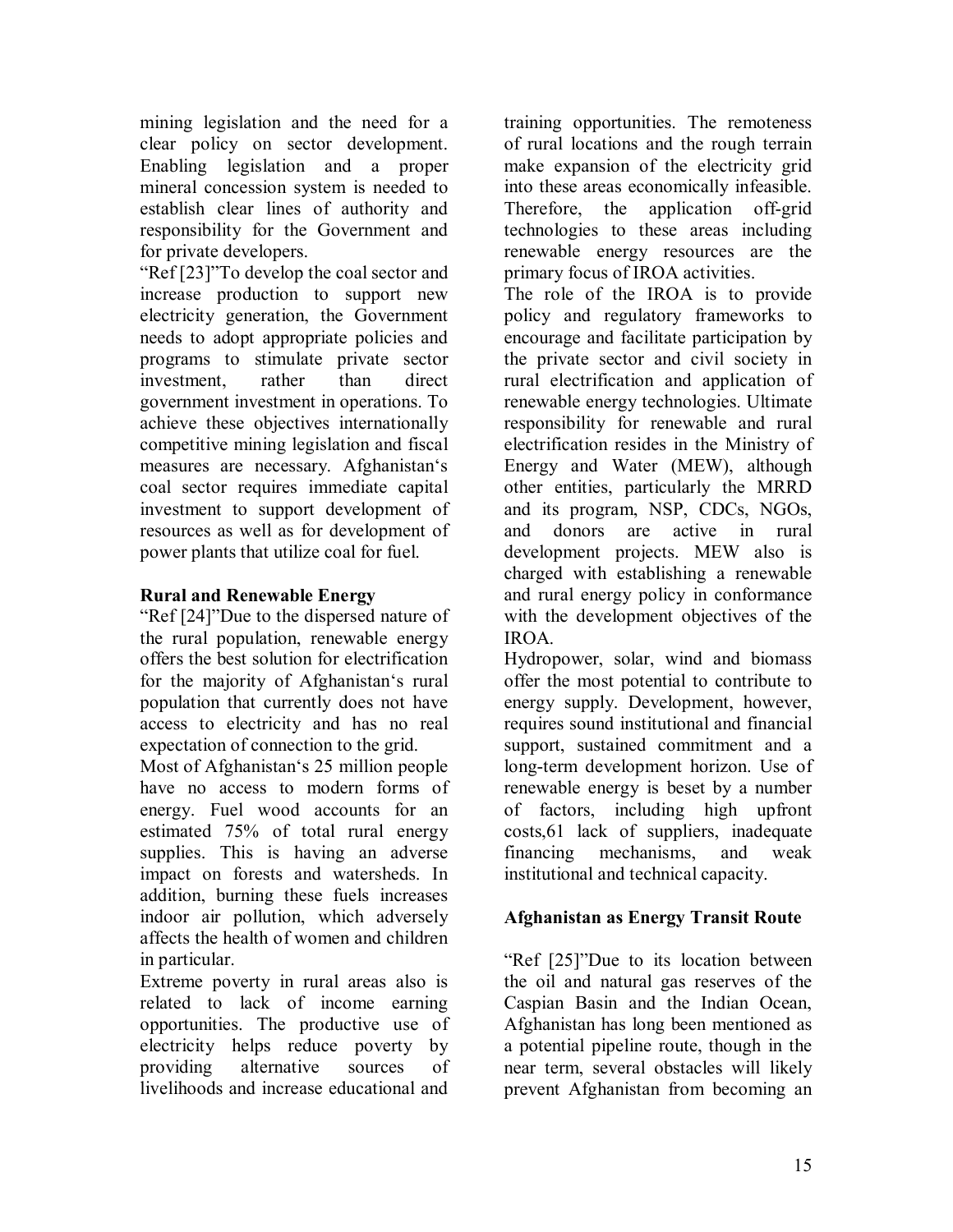mining legislation and the need for a clear policy on sector development. Enabling legislation and a proper mineral concession system is needed to establish clear lines of authority and responsibility for the Government and for private developers.

"Ref [23]"To develop the coal sector and increase production to support new electricity generation, the Government needs to adopt appropriate policies and programs to stimulate private sector investment, rather than direct government investment in operations. To achieve these objectives internationally competitive mining legislation and fiscal measures are necessary. Afghanistan's coal sector requires immediate capital investment to support development of resources as well as for development of power plants that utilize coal for fuel.

**Rural and Renewable Energy**

"Ref [24]"Due to the dispersed nature of the rural population, renewable energy offers the best solution for electrification for the majority of Afghanistan's rural population that currently does not have access to electricity and has no real expectation of connection to the grid.

Most of Afghanistan's 25 million people have no access to modern forms of energy. Fuel wood accounts for an estimated 75% of total rural energy supplies. This is having an adverse impact on forests and watersheds. In addition, burning these fuels increases indoor air pollution, which adversely affects the health of women and children in particular.

Extreme poverty in rural areas also is related to lack of income earning opportunities. The productive use of electricity helps reduce poverty by providing alternative sources of livelihoods and increase educational and training opportunities. The remoteness of rural locations and the rough terrain make expansion of the electricity grid into these areas economically infeasible. Therefore, the application off-grid technologies to these areas including renewable energy resources are the primary focus of IROA activities.

The role of the IROA is to provide policy and regulatory frameworks to encourage and facilitate participation by the private sector and civil society in rural electrification and application of renewable energy technologies. Ultimate responsibility for renewable and rural electrification resides in the Ministry of Energy and Water (MEW), although other entities, particularly the MRRD and its program, NSP, CDCs, NGOs, and donors are active in rural development projects. MEW also is charged with establishing a renewable and rural energy policy in conformance with the development objectives of the IROA.

Hydropower, solar, wind and biomass offer the most potential to contribute to energy supply. Development, however, requires sound institutional and financial support, sustained commitment and a long-term development horizon. Use of renewable energy is beset by a number of factors, including high upfront costs,61 lack of suppliers, inadequate financing mechanisms, and weak institutional and technical capacity.

**Afghanistan as Energy Transit Route**

"Ref [25]"Due to its location between the oil and natural gas reserves of the Caspian Basin and the Indian Ocean, Afghanistan has long been mentioned as a potential pipeline route, though in the near term, several obstacles will likely prevent Afghanistan from becoming an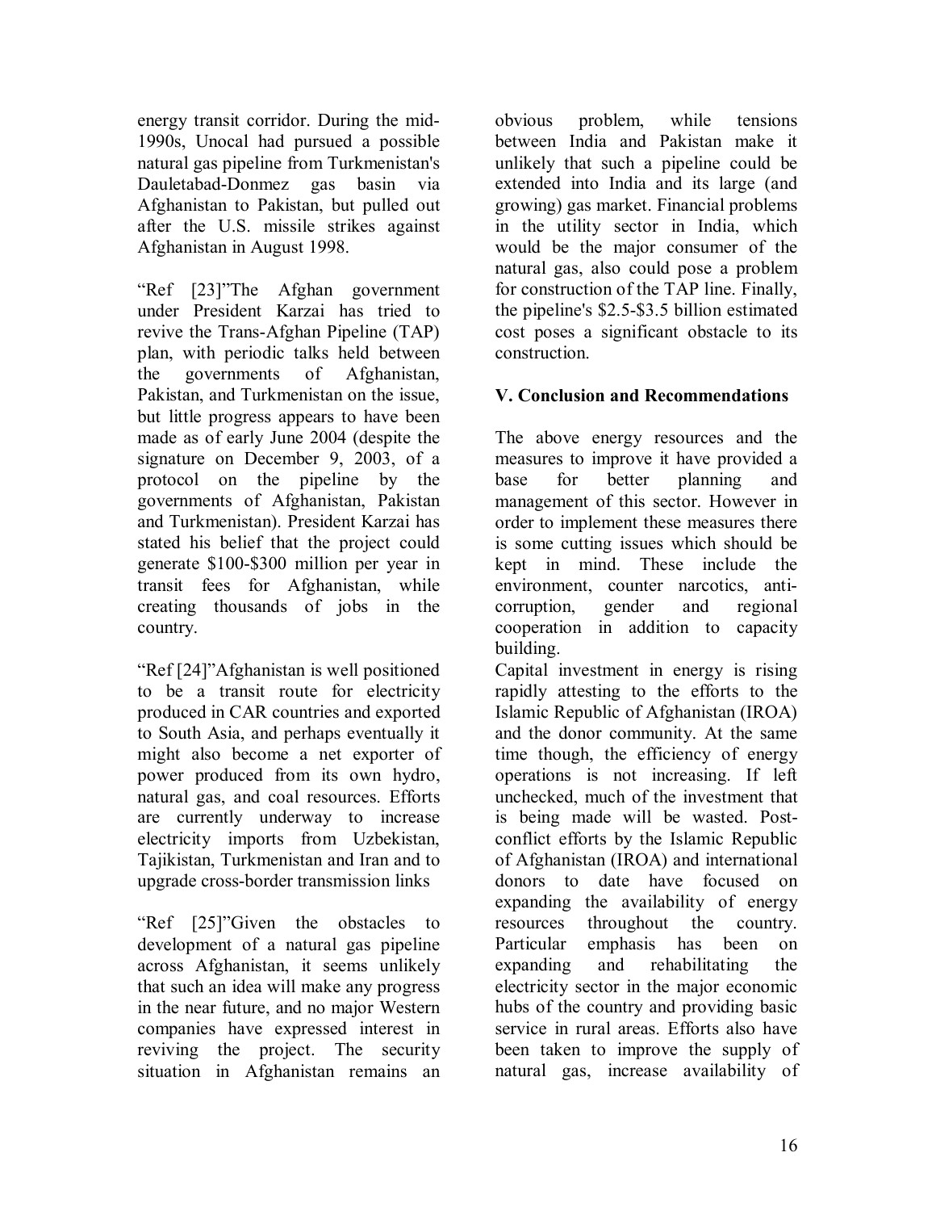energy transit corridor. During the mid-1990s, Unocal had pursued a possible natural gas pipeline from Turkmenistan's Dauletabad-Donmez gas basin via Afghanistan to Pakistan, but pulled out after the U.S. missile strikes against Afghanistan in August 1998.

"Ref [23]"The Afghan government under President Karzai has tried to revive the Trans-Afghan Pipeline (TAP) plan, with periodic talks held between the governments of Afghanistan, Pakistan, and Turkmenistan on the issue, but little progress appears to have been made as of early June 2004 (despite the signature on December 9, 2003, of a protocol on the pipeline by the governments of Afghanistan, Pakistan and Turkmenistan). President Karzai has stated his belief that the project could generate $100-$300 million per year in transit fees for Afghanistan, while creating thousands of jobs in the country.

"Ref [24]"Afghanistan is well positioned to be a transit route for electricity produced in CAR countries and exported to South Asia, and perhaps eventually it might also become a net exporter of power produced from its own hydro, natural gas, and coal resources. Efforts are currently underway to increase electricity imports from Uzbekistan, Tajikistan, Turkmenistan and Iran and to upgrade cross-border transmission links

"Ref [25]"Given the obstacles to development of a natural gas pipeline across Afghanistan, it seems unlikely that such an idea will make any progress in the near future, and no major Western companies have expressed interest in reviving the project. The security situation in Afghanistan remains an obvious problem, while tensions between India and Pakistan make it unlikely that such a pipeline could be extended into India and its large (and growing) gas market. Financial problems in the utility sector in India, which would be the major consumer of the natural gas, also could pose a problem for construction of the TAP line. Finally, the pipeline's $2.5-$3.5 billion estimated cost poses a significant obstacle to its construction.

## V. Conclusion and Recommendations

The above energy resources and the measures to improve it have provided a base for better planning and management of this sector. However in order to implement these measures there is some cutting issues which should be kept in mind. These include the environment, counter narcotics, anti-corruption, gender and regional cooperation in addition to capacity building.

Capital investment in energy is rising rapidly attesting to the efforts to the Islamic Republic of Afghanistan (IROA) and the donor community. At the same time though, the efficiency of energy operations is not increasing. If left unchecked, much of the investment that is being made will be wasted. Post-conflict efforts by the Islamic Republic of Afghanistan (IROA) and international donors to date have focused on expanding the availability of energy resources throughout the country. Particular emphasis has been on expanding and rehabilitating the electricity sector in the major economic hubs of the country and providing basic service in rural areas. Efforts also have been taken to improve the supply of natural gas, increase availability of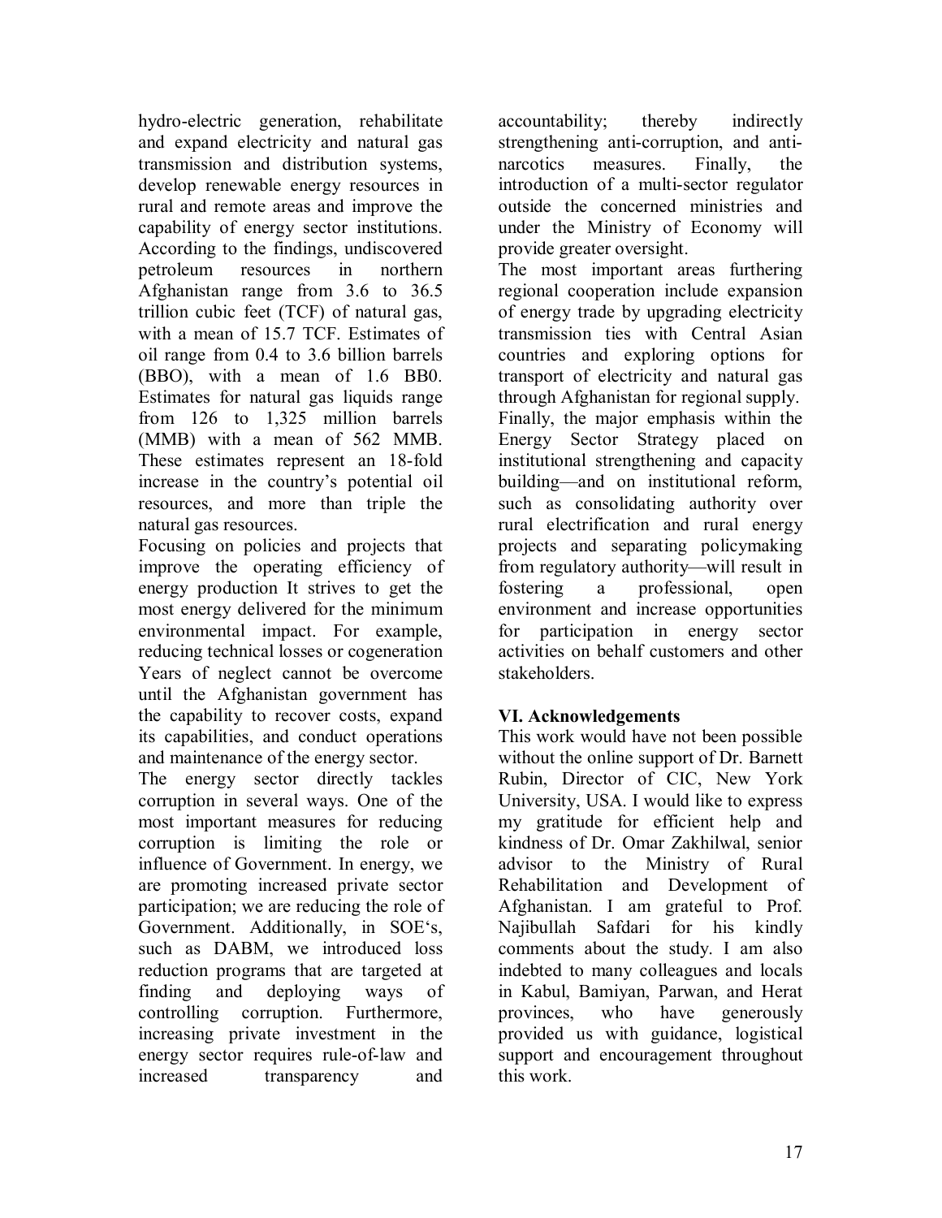hydro-electric generation, rehabilitate and expand electricity and natural gas transmission and distribution systems, develop renewable energy resources in rural and remote areas and improve the capability of energy sector institutions. According to the findings, undiscovered petroleum resources in northern Afghanistan range from 3.6 to 36.5 trillion cubic feet (TCF) of natural gas, with a mean of 15.7 TCF. Estimates of oil range from 0.4 to 3.6 billion barrels (BBO), with a mean of 1.6 BB0. Estimates for natural gas liquids range from 126 to 1,325 million barrels (MMB) with a mean of 562 MMB. These estimates represent an 18-fold increase in the country's potential oil resources, and more than triple the natural gas resources.

Focusing on policies and projects that improve the operating efficiency of energy production It strives to get the most energy delivered for the minimum environmental impact. For example, reducing technical losses or cogeneration Years of neglect cannot be overcome until the Afghanistan government has the capability to recover costs, expand its capabilities, and conduct operations and maintenance of the energy sector.

The energy sector directly tackles corruption in several ways. One of the most important measures for reducing corruption is limiting the role or influence of Government. In energy, we are promoting increased private sector participation; we are reducing the role of Government. Additionally, in SOE's, such as DABM, we introduced loss reduction programs that are targeted at finding and deploying ways of controlling corruption. Furthermore, increasing private investment in the energy sector requires rule-of-law and increased transparency and accountability; thereby indirectly strengthening anti-corruption, and anti-narcotics measures. Finally, the introduction of a multi-sector regulator outside the concerned ministries and under the Ministry of Economy will provide greater oversight.

The most important areas furthering regional cooperation include expansion of energy trade by upgrading electricity transmission ties with Central Asian countries and exploring options for transport of electricity and natural gas through Afghanistan for regional supply. Finally, the major emphasis within the Energy Sector Strategy placed on institutional strengthening and capacity building—and on institutional reform, such as consolidating authority over rural electrification and rural energy projects and separating policymaking from regulatory authority—will result in fostering a professional, open environment and increase opportunities for participation in energy sector activities on behalf customers and other stakeholders.

## VI. Acknowledgements

This work would have not been possible without the online support of Dr. Barnett Rubin, Director of CIC, New York University, USA. I would like to express my gratitude for efficient help and kindness of Dr. Omar Zakhilwal, senior advisor to the Ministry of Rural Rehabilitation and Development of Afghanistan. I am grateful to Prof. Najibullah Safdari for his kindly comments about the study. I am also indebted to many colleagues and locals in Kabul, Bamiyan, Parwan, and Herat provinces, who have generously provided us with guidance, logistical support and encouragement throughout this work.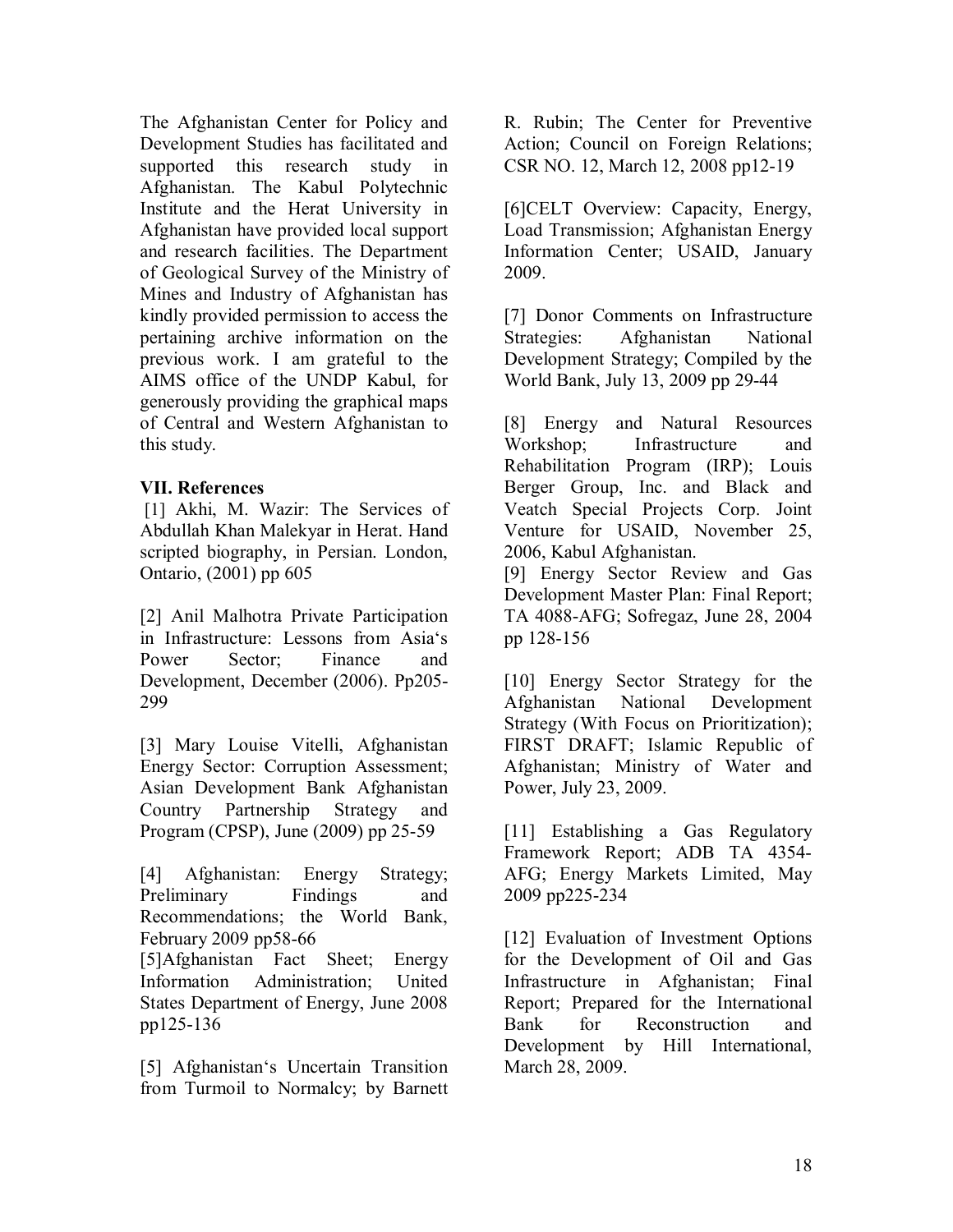The Afghanistan Center for Policy and Development Studies has facilitated and supported this research study in Afghanistan. The Kabul Polytechnic Institute and the Herat University in Afghanistan have provided local support and research facilities. The Department of Geological Survey of the Ministry of Mines and Industry of Afghanistan has kindly provided permission to access the pertaining archive information on the previous work. I am grateful to the AIMS office of the UNDP Kabul, for generously providing the graphical maps of Central and Western Afghanistan to this study.

## VII. References

[1] Akhi, M. Wazir: The Services of Abdullah Khan Malekyar in Herat. Hand scripted biography, in Persian. London, Ontario, (2001) pp 605

[2] Anil Malhotra Private Participation in Infrastructure: Lessons from Asia's Power Sector; Finance and Development, December (2006). Pp205-299

[3] Mary Louise Vitelli, Afghanistan Energy Sector: Corruption Assessment; Asian Development Bank Afghanistan Country Partnership Strategy and Program (CPSP), June (2009) pp 25-59

[4] Afghanistan: Energy Strategy; Preliminary Findings and Recommendations; the World Bank, February 2009 pp58-66

[5]Afghanistan Fact Sheet; Energy Information Administration; United States Department of Energy, June 2008 pp125-136

[5] Afghanistan's Uncertain Transition from Turmoil to Normalcy; by Barnett R. Rubin; The Center for Preventive Action; Council on Foreign Relations; CSR NO. 12, March 12, 2008 pp12-19

[6]CELT Overview: Capacity, Energy, Load Transmission; Afghanistan Energy Information Center; USAID, January 2009.

[7] Donor Comments on Infrastructure Strategies: Afghanistan National Development Strategy; Compiled by the World Bank, July 13, 2009 pp 29-44

[8] Energy and Natural Resources Workshop; Infrastructure and Rehabilitation Program (IRP); Louis Berger Group, Inc. and Black and Veatch Special Projects Corp. Joint Venture for USAID, November 25, 2006, Kabul Afghanistan.

[9] Energy Sector Review and Gas Development Master Plan: Final Report; TA 4088-AFG; Sofregaz, June 28, 2004 pp 128-156

[10] Energy Sector Strategy for the Afghanistan National Development Strategy (With Focus on Prioritization); FIRST DRAFT; Islamic Republic of Afghanistan; Ministry of Water and Power, July 23, 2009.

[11] Establishing a Gas Regulatory Framework Report; ADB TA 4354-AFG; Energy Markets Limited, May 2009 pp225-234

[12] Evaluation of Investment Options for the Development of Oil and Gas Infrastructure in Afghanistan; Final Report; Prepared for the International Bank for Reconstruction and Development by Hill International, March 28, 2009.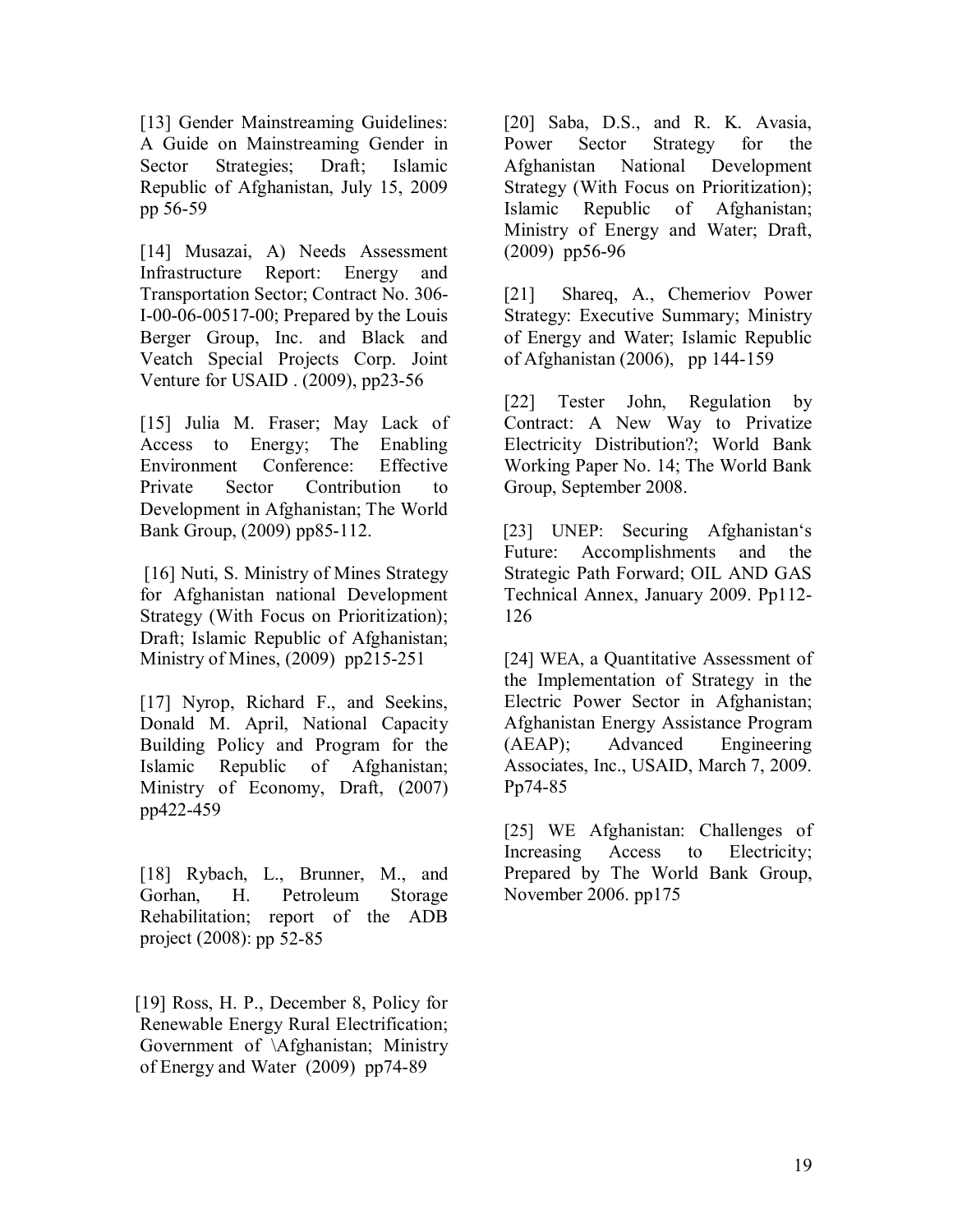[13] Gender Mainstreaming Guidelines: A Guide on Mainstreaming Gender in Sector Strategies; Draft; Islamic Republic of Afghanistan, July 15, 2009 pp 56-59

[14] Musazai, A) Needs Assessment Infrastructure Report: Energy and Transportation Sector; Contract No. 306-I-00-06-00517-00; Prepared by the Louis Berger Group, Inc. and Black and Veatch Special Projects Corp. Joint Venture for USAID . (2009), pp23-56

[15] Julia M. Fraser; May Lack of Access to Energy; The Enabling Environment Conference: Effective Private Sector Contribution to Development in Afghanistan; The World Bank Group, (2009) pp85-112.

[16] Nuti, S. Ministry of Mines Strategy for Afghanistan national Development Strategy (With Focus on Prioritization); Draft; Islamic Republic of Afghanistan; Ministry of Mines, (2009) pp215-251

[17] Nyrop, Richard F., and Seekins, Donald M. April, National Capacity Building Policy and Program for the Islamic Republic of Afghanistan; Ministry of Economy, Draft, (2007) pp422-459

[18] Rybach, L., Brunner, M., and Gorhan, H. Petroleum Storage Rehabilitation; report of the ADB project (2008): pp 52-85

[19] Ross, H. P., December 8, Policy for Renewable Energy Rural Electrification; Government of \Afghanistan; Ministry of Energy and Water (2009) pp74-89

[20] Saba, D.S., and R. K. Avasia, Power Sector Strategy for the Afghanistan National Development Strategy (With Focus on Prioritization); Islamic Republic of Afghanistan; Ministry of Energy and Water; Draft, (2009) pp56-96

[21] Shareq, A., Chemeriov Power Strategy: Executive Summary; Ministry of Energy and Water; Islamic Republic of Afghanistan (2006), pp 144-159

[22] Tester John, Regulation by Contract: A New Way to Privatize Electricity Distribution?; World Bank Working Paper No. 14; The World Bank Group, September 2008.

[23] UNEP: Securing Afghanistan's Future: Accomplishments and the Strategic Path Forward; OIL AND GAS Technical Annex, January 2009. Pp112-126

[24] WEA, a Quantitative Assessment of the Implementation of Strategy in the Electric Power Sector in Afghanistan; Afghanistan Energy Assistance Program (AEAP); Advanced Engineering Associates, Inc., USAID, March 7, 2009. Pp74-85

[25] WE Afghanistan: Challenges of Increasing Access to Electricity; Prepared by The World Bank Group, November 2006. pp175